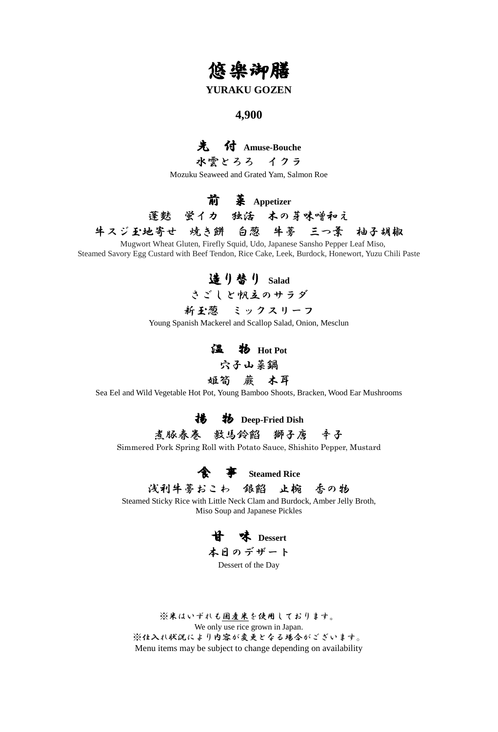# 悠楽御膳

**YURAKU GOZEN**

**4,900**

## 先　付 **Amuse-Bouche**

水雲とろろ　イクラ

Mozuku Seaweed and Grated Yam, Salmon Roe

## 前　菜 **Appetizer**

蓬麩　蛍イカ　独活　木の芽味噌和え

牛スジ玉地寄せ　焼き餅　白葱　牛蒡　三つ葉　柚子胡椒

Mugwort Wheat Gluten, Firefly Squid, Udo, Japanese Sansho Pepper Leaf Miso,
Steamed Savory Egg Custard with Beef Tendon, Rice Cake, Leek, Burdock, Honewort, Yuzu Chili Paste

## 造り替り **Salad**

さごしと帆立のサラダ

新玉葱　ミックスリーフ

Young Spanish Mackerel and Scallop Salad, Onion, Mesclun

## 温　物 **Hot Pot**

穴子山菜鍋

姫筍　蕨　木耳

Sea Eel and Wild Vegetable Hot Pot, Young Bamboo Shoots, Bracken, Wood Ear Mushrooms

## 揚　物 **Deep-Fried Dish**

煮豚春巻　馬鈴薯餡　獅子唐　辛子

Simmered Pork Spring Roll with Potato Sauce, Shishito Pepper, Mustard

## 食　事 **Steamed Rice**

浅利牛蒡おこわ　銀餡　止椀　香の物

Steamed Sticky Rice with Little Neck Clam and Burdock, Amber Jelly Broth,
Miso Soup and Japanese Pickles

## 甘　味 **Dessert**

本日のデザート

Dessert of the Day

※米はいずれも国産米を使用しております。
We only use rice grown in Japan.
※仕入れ状況により内容が変更となる場合がございます。
Menu items may be subject to change depending on availability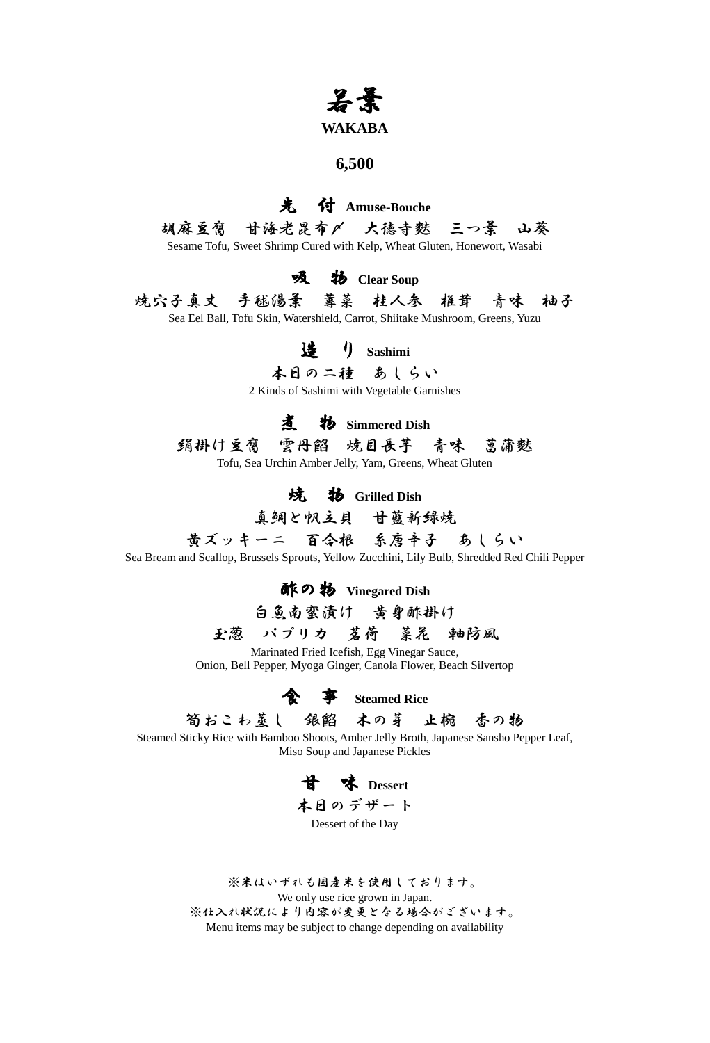# 若葉

**WAKABA**

**6,500**

## 先　付 **Amuse-Bouche**

胡麻豆腐　甘海老昆布〆　大徳寺麩　三つ葉　山葵

Sesame Tofu, Sweet Shrimp Cured with Kelp, Wheat Gluten, Honewort, Wasabi

## 吸　物 **Clear Soup**

焼穴子真丈　手毬湯葉　蓴菜　桂人参　椎茸　青味　柚子

Sea Eel Ball, Tofu Skin, Watershield, Carrot, Shiitake Mushroom, Greens, Yuzu

## 造　り **Sashimi**

本日の二種　あしらい

2 Kinds of Sashimi with Vegetable Garnishes

## 煮　物 **Simmered Dish**

絹掛け豆腐　雲丹餡　焼目長芋　青味　菖蒲麩

Tofu, Sea Urchin Amber Jelly, Yam, Greens, Wheat Gluten

## 焼　物 **Grilled Dish**

真鯛と帆立貝　甘藍新緑焼

黄ズッキーニ　百合根　糸唐辛子　あしらい

Sea Bream and Scallop, Brussels Sprouts, Yellow Zucchini, Lily Bulb, Shredded Red Chili Pepper

## 酢の物 **Vinegared Dish**

白魚南蛮漬け　黄身酢掛け

玉葱　パプリカ　茗荷　菜花　軸防風

Marinated Fried Icefish, Egg Vinegar Sauce,
Onion, Bell Pepper, Myoga Ginger, Canola Flower, Beach Silvertop

## 食　事 **Steamed Rice**

筍おこわ蒸し　銀餡　木の芽　止椀　香の物

Steamed Sticky Rice with Bamboo Shoots, Amber Jelly Broth, Japanese Sansho Pepper Leaf,
Miso Soup and Japanese Pickles

## 甘　味 **Dessert**

本日のデザート

Dessert of the Day

※米はいずれも国産米を使用しております。
We only use rice grown in Japan.
※仕入れ状況により内容が変更となる場合がございます。
Menu items may be subject to change depending on availability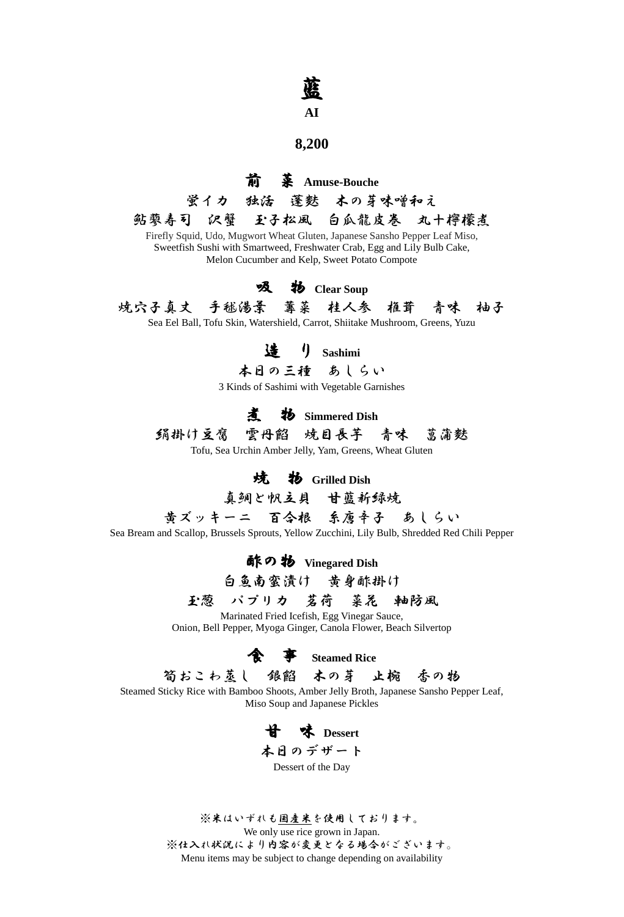# 藍

**AI**

**8,200**

## 前　菜 **Amuse-Bouche**

蛍イカ　独活　蓬麩　木の芽味噌和え

鮎蓼寿司　沢蟹　玉子松風　白瓜龍皮巻　丸十檸檬煮

Firefly Squid, Udo, Mugwort Wheat Gluten, Japanese Sansho Pepper Leaf Miso,
Sweetfish Sushi with Smartweed, Freshwater Crab, Egg and Lily Bulb Cake,
Melon Cucumber and Kelp, Sweet Potato Compote

## 吸　物 **Clear Soup**

焼穴子真丈　手毬湯葉　蓴菜　桂人参　椎茸　青味　柚子

Sea Eel Ball, Tofu Skin, Watershield, Carrot, Shiitake Mushroom, Greens, Yuzu

## 造　り **Sashimi**

本日の三種　あしらい

3 Kinds of Sashimi with Vegetable Garnishes

## 煮　物 **Simmered Dish**

絹掛け豆腐　雲丹餡　焼目長芋　青味　菖蒲麩

Tofu, Sea Urchin Amber Jelly, Yam, Greens, Wheat Gluten

## 焼　物 **Grilled Dish**

真鯛と帆立貝　甘藍新緑焼

黄ズッキーニ　百合根　糸唐辛子　あしらい

Sea Bream and Scallop, Brussels Sprouts, Yellow Zucchini, Lily Bulb, Shredded Red Chili Pepper

## 酢の物 **Vinegared Dish**

白魚南蛮漬け　黄身酢掛け

玉葱　パプリカ　茗荷　菜花　軸防風

Marinated Fried Icefish, Egg Vinegar Sauce,
Onion, Bell Pepper, Myoga Ginger, Canola Flower, Beach Silvertop

## 食　事 **Steamed Rice**

筍おこわ蒸し　銀餡　木の芽　止椀　香の物

Steamed Sticky Rice with Bamboo Shoots, Amber Jelly Broth, Japanese Sansho Pepper Leaf,
Miso Soup and Japanese Pickles

## 甘　味 **Dessert**

本日のデザート

Dessert of the Day

※米はいずれも国産米を使用しております。
We only use rice grown in Japan.
※仕入れ状況により内容が変更となる場合がございます。
Menu items may be subject to change depending on availability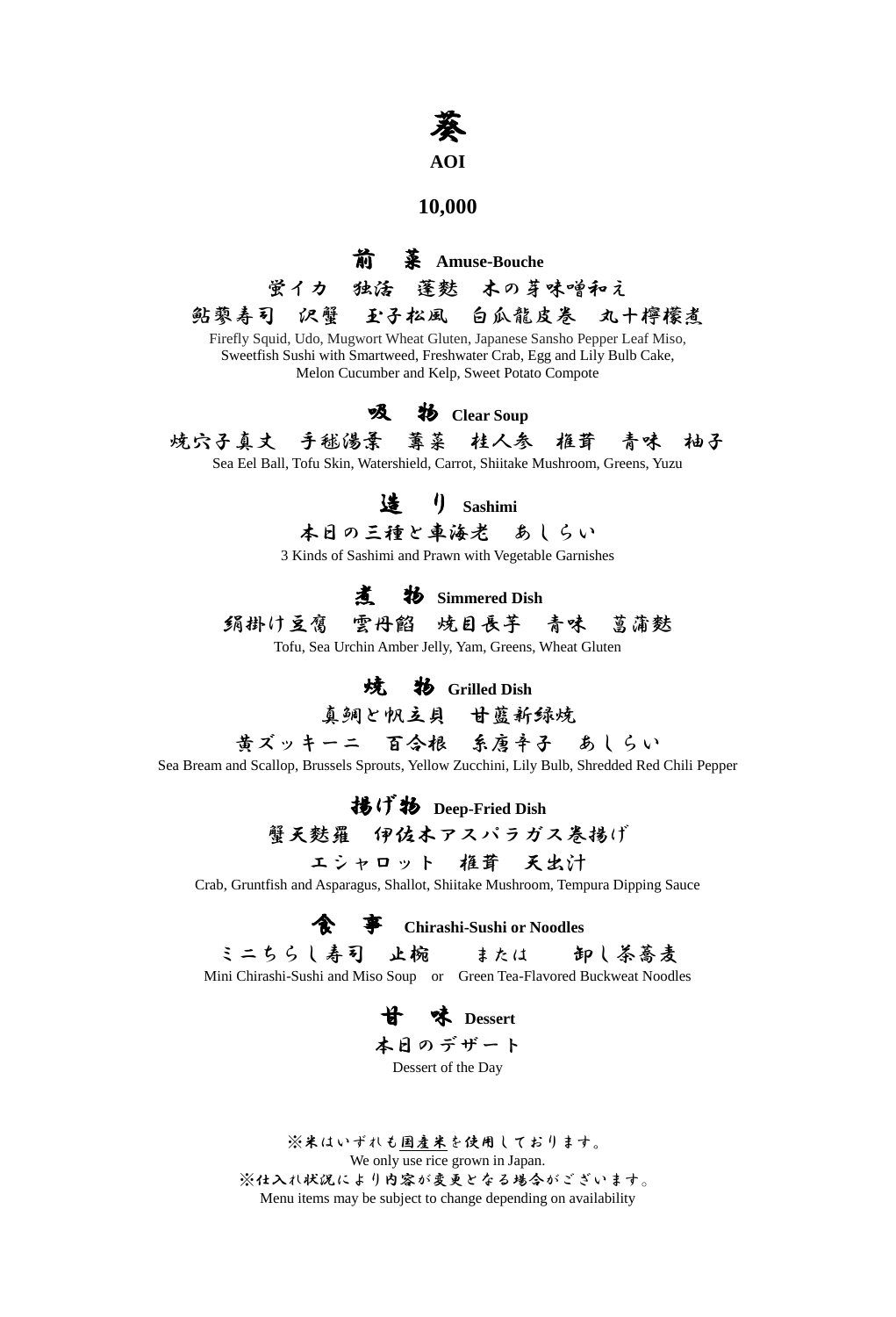# 葵

**AOI**

## 10,000

### 前　菜 Amuse-Bouche

蛍イカ　独活　蓬麩　木の芽味噌和え

鮎蓼寿司　沢蟹　玉子松風　白瓜龍皮巻　丸十檸檬煮

Firefly Squid, Udo, Mugwort Wheat Gluten, Japanese Sansho Pepper Leaf Miso,
Sweetfish Sushi with Smartweed, Freshwater Crab, Egg and Lily Bulb Cake,
Melon Cucumber and Kelp, Sweet Potato Compote

### 吸　物 Clear Soup

焼穴子真丈　手毬湯葉　蓴菜　桂人参　椎茸　青味　柚子

Sea Eel Ball, Tofu Skin, Watershield, Carrot, Shiitake Mushroom, Greens, Yuzu

### 造　り Sashimi

本日の三種と車海老　あしらい

3 Kinds of Sashimi and Prawn with Vegetable Garnishes

### 煮　物 Simmered Dish

絹掛け豆腐　雲丹餡　焼目長芋　青味　菖蒲麩

Tofu, Sea Urchin Amber Jelly, Yam, Greens, Wheat Gluten

### 焼　物 Grilled Dish

真鯛と帆立貝　甘藍新緑焼

黄ズッキーニ　百合根　糸唐辛子　あしらい

Sea Bream and Scallop, Brussels Sprouts, Yellow Zucchini, Lily Bulb, Shredded Red Chili Pepper

### 揚げ物 Deep-Fried Dish

蟹天麩羅　伊佐木アスパラガス巻揚げ

エシャロット　椎茸　天出汁

Crab, Gruntfish and Asparagus, Shallot, Shiitake Mushroom, Tempura Dipping Sauce

### 食　事 Chirashi-Sushi or Noodles

ミニちらし寿司　止椀　　または　　卸し茶蕎麦

Mini Chirashi-Sushi and Miso Soup　or　Green Tea-Flavored Buckwheat Noodles

### 甘　味 Dessert

本日のデザート

Dessert of the Day

※米はいずれも国産米を使用しております。

We only use rice grown in Japan.

※仕入れ状況により内容が変更となる場合がございます。

Menu items may be subject to change depending on availability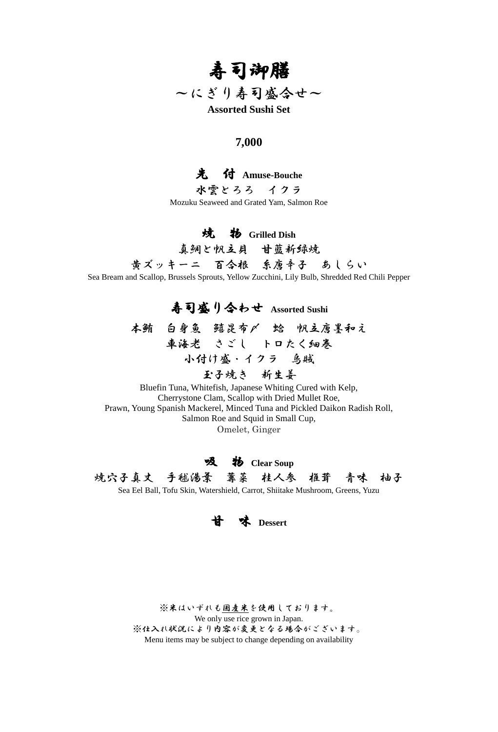# 寿司御膳

## ～にぎり寿司盛合せ～

**Assorted Sushi Set**

**7,000**

### 先　付 **Amuse-Bouche**

水雲とろろ　イクラ

Mozuku Seaweed and Grated Yam, Salmon Roe

### 焼　物 **Grilled Dish**

真鯛と帆立貝　甘藍新緑焼

黄ズッキーニ　百合根　糸唐辛子　あしらい

Sea Bream and Scallop, Brussels Sprouts, Yellow Zucchini, Lily Bulb, Shredded Red Chili Pepper

### 寿司盛り合わせ **Assorted Sushi**

本鮪　白身魚　鱚昆布〆　蛤　帆立唐墨和え

車海老　さごし　トロたく細巻

小付け盛・イクラ　烏賊

玉子焼き　新生姜

Bluefin Tuna, Whitefish, Japanese Whiting Cured with Kelp,
Cherrystone Clam, Scallop with Dried Mullet Roe,
Prawn, Young Spanish Mackerel, Minced Tuna and Pickled Daikon Radish Roll,
Salmon Roe and Squid in Small Cup,
Omelet, Ginger

### 吸　物 **Clear Soup**

焼穴子真丈　手毬湯葉　蓴菜　桂人参　椎茸　青味　柚子

Sea Eel Ball, Tofu Skin, Watershield, Carrot, Shiitake Mushroom, Greens, Yuzu

### 甘　味 **Dessert**

※米はいずれも国産米を使用しております。

We only use rice grown in Japan.

※仕入れ状況により内容が変更となる場合がございます。

Menu items may be subject to change depending on availability